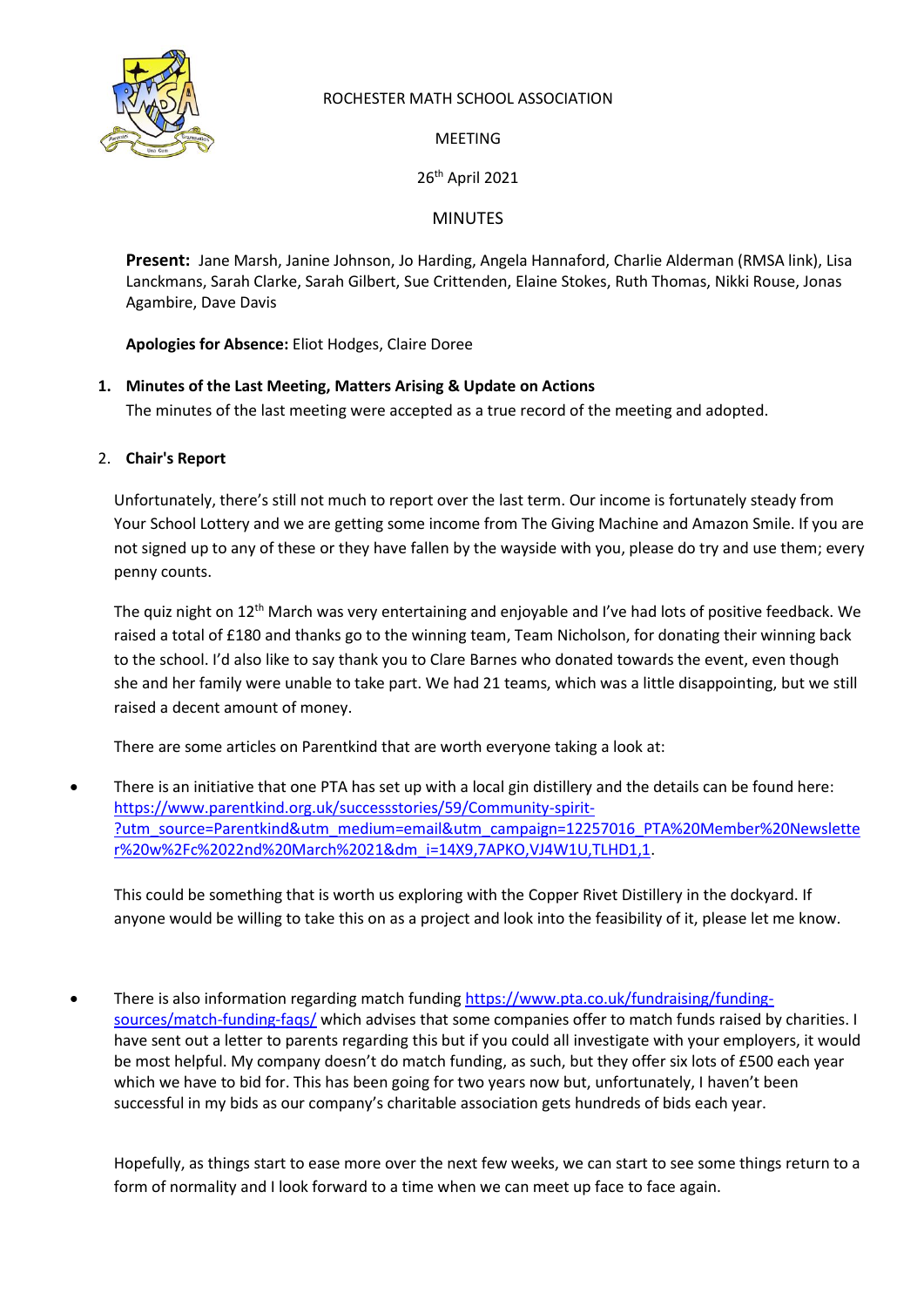ROCHESTER MATH SCHOOL ASSOCIATION

MEETING

26th April 2021

MINUTES

**Present:** Jane Marsh, Janine Johnson, Jo Harding, Angela Hannaford, Charlie Alderman (RMSA link), Lisa Lanckmans, Sarah Clarke, Sarah Gilbert, Sue Crittenden, Elaine Stokes, Ruth Thomas, Nikki Rouse, Jonas Agambire, Dave Davis

**Apologies for Absence:** Eliot Hodges, Claire Doree

1. **Minutes of the Last Meeting, Matters Arising & Update on Actions**

   The minutes of the last meeting were accepted as a true record of the meeting and adopted.

2. **Chair's Report**

   Unfortunately, there's still not much to report over the last term. Our income is fortunately steady from Your School Lottery and we are getting some income from The Giving Machine and Amazon Smile. If you are not signed up to any of these or they have fallen by the wayside with you, please do try and use them; every penny counts.

   The quiz night on 12th March was very entertaining and enjoyable and I've had lots of positive feedback. We raised a total of £180 and thanks go to the winning team, Team Nicholson, for donating their winning back to the school. I'd also like to say thank you to Clare Barnes who donated towards the event, even though she and her family were unable to take part. We had 21 teams, which was a little disappointing, but we still raised a decent amount of money.

   There are some articles on Parentkind that are worth everyone taking a look at:

- There is an initiative that one PTA has set up with a local gin distillery and the details can be found here: https://www.parentkind.org.uk/successstories/59/Community-spirit-?utm_source=Parentkind&utm_medium=email&utm_campaign=12257016_PTA%20Member%20Newsletter%20w%2Fc%2022nd%20March%2021&dm_i=14X9,7APKO,VJ4W1U,TLHD1,1.

  This could be something that is worth us exploring with the Copper Rivet Distillery in the dockyard. If anyone would be willing to take this on as a project and look into the feasibility of it, please let me know.

- There is also information regarding match funding https://www.pta.co.uk/fundraising/funding-sources/match-funding-faqs/ which advises that some companies offer to match funds raised by charities. I have sent out a letter to parents regarding this but if you could all investigate with your employers, it would be most helpful. My company doesn't do match funding, as such, but they offer six lots of £500 each year which we have to bid for. This has been going for two years now but, unfortunately, I haven't been successful in my bids as our company's charitable association gets hundreds of bids each year.

   Hopefully, as things start to ease more over the next few weeks, we can start to see some things return to a form of normality and I look forward to a time when we can meet up face to face again.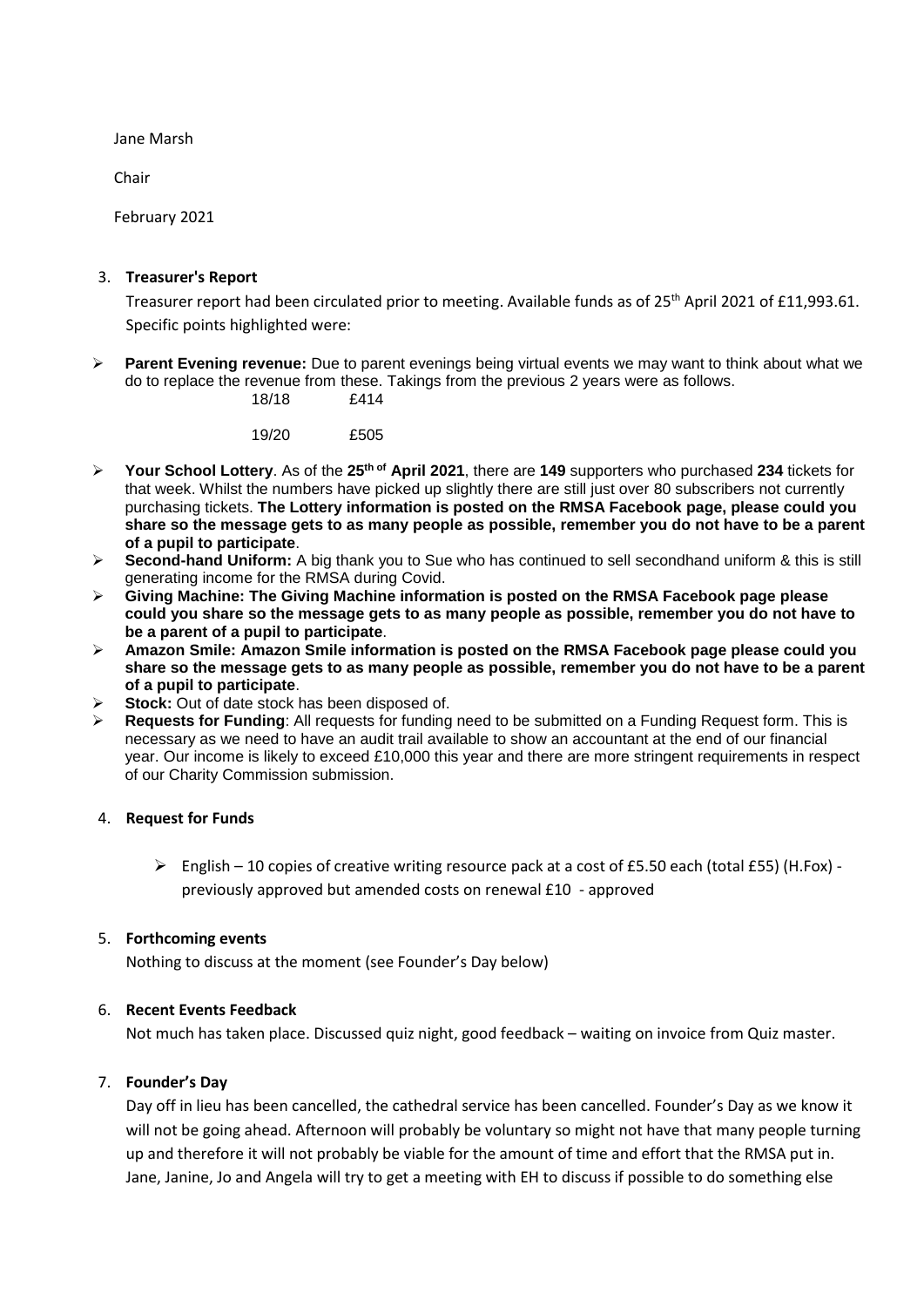Jane Marsh

Chair

February 2021

3. **Treasurer's Report**

   Treasurer report had been circulated prior to meeting. Available funds as of 25th April 2021 of £11,993.61. Specific points highlighted were:

- **Parent Evening revenue:** Due to parent evenings being virtual events we may want to think about what we do to replace the revenue from these. Takings from the previous 2 years were as follows.

| | |
|---|---|
| 18/18 | £414 |
| 19/20 | £505 |

- **Your School Lottery**. As of the **25th of April 2021**, there are **149** supporters who purchased **234** tickets for that week. Whilst the numbers have picked up slightly there are still just over 80 subscribers not currently purchasing tickets. **The Lottery information is posted on the RMSA Facebook page, please could you share so the message gets to as many people as possible, remember you do not have to be a parent of a pupil to participate**.
- **Second-hand Uniform:** A big thank you to Sue who has continued to sell secondhand uniform & this is still generating income for the RMSA during Covid.
- **Giving Machine: The Giving Machine information is posted on the RMSA Facebook page please could you share so the message gets to as many people as possible, remember you do not have to be a parent of a pupil to participate**.
- **Amazon Smile: Amazon Smile information is posted on the RMSA Facebook page please could you share so the message gets to as many people as possible, remember you do not have to be a parent of a pupil to participate**.
- **Stock:** Out of date stock has been disposed of.
- **Requests for Funding**: All requests for funding need to be submitted on a Funding Request form. This is necessary as we need to have an audit trail available to show an accountant at the end of our financial year. Our income is likely to exceed £10,000 this year and there are more stringent requirements in respect of our Charity Commission submission.

4. **Request for Funds**

   - English – 10 copies of creative writing resource pack at a cost of £5.50 each (total £55) (H.Fox) - previously approved but amended costs on renewal £10 - approved

5. **Forthcoming events**

   Nothing to discuss at the moment (see Founder's Day below)

6. **Recent Events Feedback**

   Not much has taken place. Discussed quiz night, good feedback – waiting on invoice from Quiz master.

7. **Founder's Day**

   Day off in lieu has been cancelled, the cathedral service has been cancelled. Founder's Day as we know it will not be going ahead. Afternoon will probably be voluntary so might not have that many people turning up and therefore it will not probably be viable for the amount of time and effort that the RMSA put in. Jane, Janine, Jo and Angela will try to get a meeting with EH to discuss if possible to do something else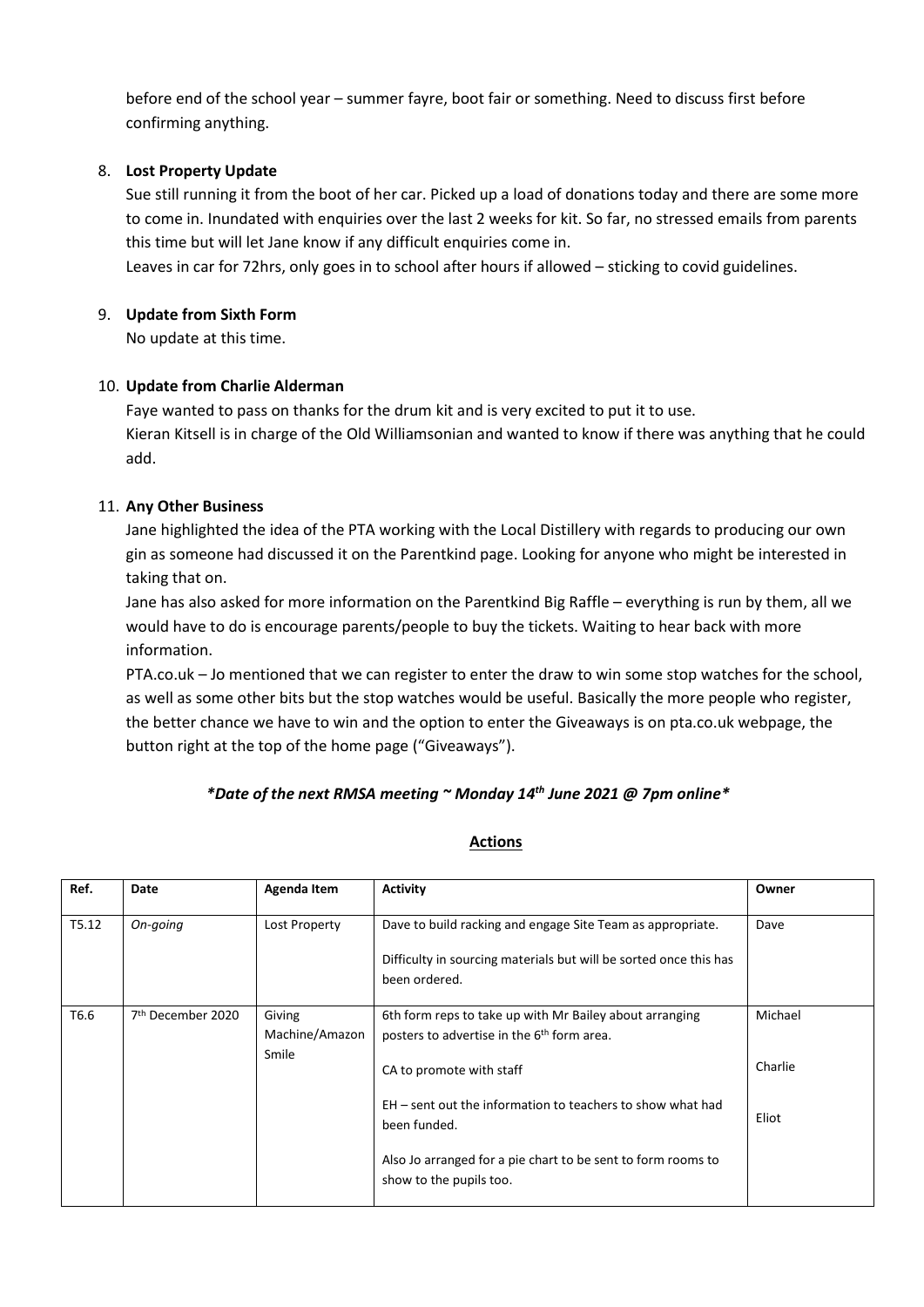before end of the school year – summer fayre, boot fair or something. Need to discuss first before confirming anything.

8. **Lost Property Update**

   Sue still running it from the boot of her car. Picked up a load of donations today and there are some more to come in. Inundated with enquiries over the last 2 weeks for kit. So far, no stressed emails from parents this time but will let Jane know if any difficult enquiries come in.
   Leaves in car for 72hrs, only goes in to school after hours if allowed – sticking to covid guidelines.

9. **Update from Sixth Form**

   No update at this time.

10. **Update from Charlie Alderman**

    Faye wanted to pass on thanks for the drum kit and is very excited to put it to use.
    Kieran Kitsell is in charge of the Old Williamsonian and wanted to know if there was anything that he could add.

11. **Any Other Business**

    Jane highlighted the idea of the PTA working with the Local Distillery with regards to producing our own gin as someone had discussed it on the Parentkind page. Looking for anyone who might be interested in taking that on.
    Jane has also asked for more information on the Parentkind Big Raffle – everything is run by them, all we would have to do is encourage parents/people to buy the tickets. Waiting to hear back with more information.
    PTA.co.uk – Jo mentioned that we can register to enter the draw to win some stop watches for the school, as well as some other bits but the stop watches would be useful. Basically the more people who register, the better chance we have to win and the option to enter the Giveaways is on pta.co.uk webpage, the button right at the top of the home page ("Giveaways").

***Date of the next RMSA meeting ~ Monday 14th June 2021 @ 7pm online***

## Actions

| Ref. | Date | Agenda Item | Activity | Owner |
|---|---|---|---|---|
| T5.12 | *On-going* | Lost Property | Dave to build racking and engage Site Team as appropriate.<br><br>Difficulty in sourcing materials but will be sorted once this has been ordered. | Dave |
| T6.6 | 7th December 2020 | Giving Machine/Amazon Smile | 6th form reps to take up with Mr Bailey about arranging posters to advertise in the 6th form area.<br><br>CA to promote with staff<br><br>EH – sent out the information to teachers to show what had been funded.<br><br>Also Jo arranged for a pie chart to be sent to form rooms to show to the pupils too. | Michael<br><br>Charlie<br><br>Eliot |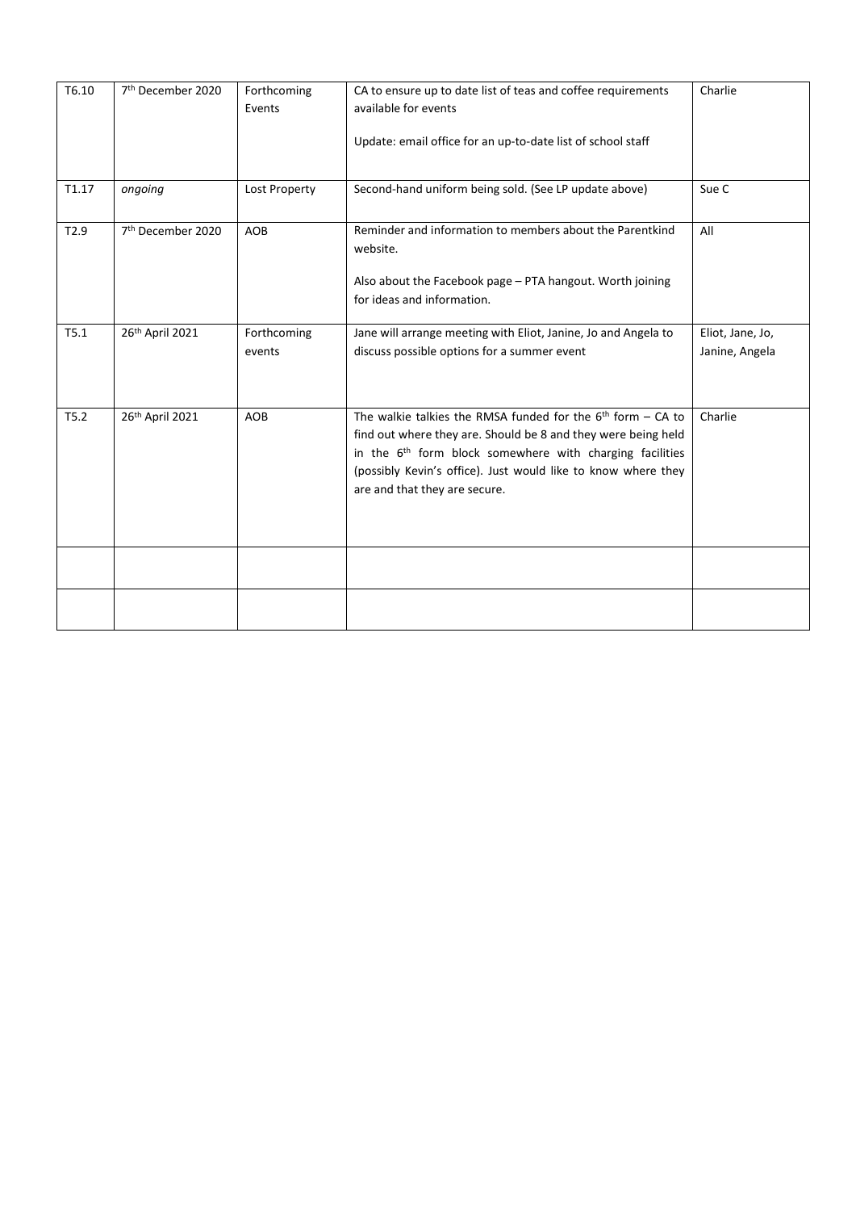| | | | | |
|---|---|---|---|---|
| T6.10 | 7th December 2020 | Forthcoming Events | CA to ensure up to date list of teas and coffee requirements available for events<br><br>Update: email office for an up-to-date list of school staff | Charlie |
| T1.17 | *ongoing* | Lost Property | Second-hand uniform being sold. (See LP update above) | Sue C |
| T2.9 | 7th December 2020 | AOB | Reminder and information to members about the Parentkind website.<br><br>Also about the Facebook page – PTA hangout. Worth joining for ideas and information. | All |
| T5.1 | 26th April 2021 | Forthcoming events | Jane will arrange meeting with Eliot, Janine, Jo and Angela to discuss possible options for a summer event | Eliot, Jane, Jo, Janine, Angela |
| T5.2 | 26th April 2021 | AOB | The walkie talkies the RMSA funded for the 6th form – CA to find out where they are. Should be 8 and they were being held in the 6th form block somewhere with charging facilities (possibly Kevin's office). Just would like to know where they are and that they are secure. | Charlie |
| | | | | |
| | | | | |